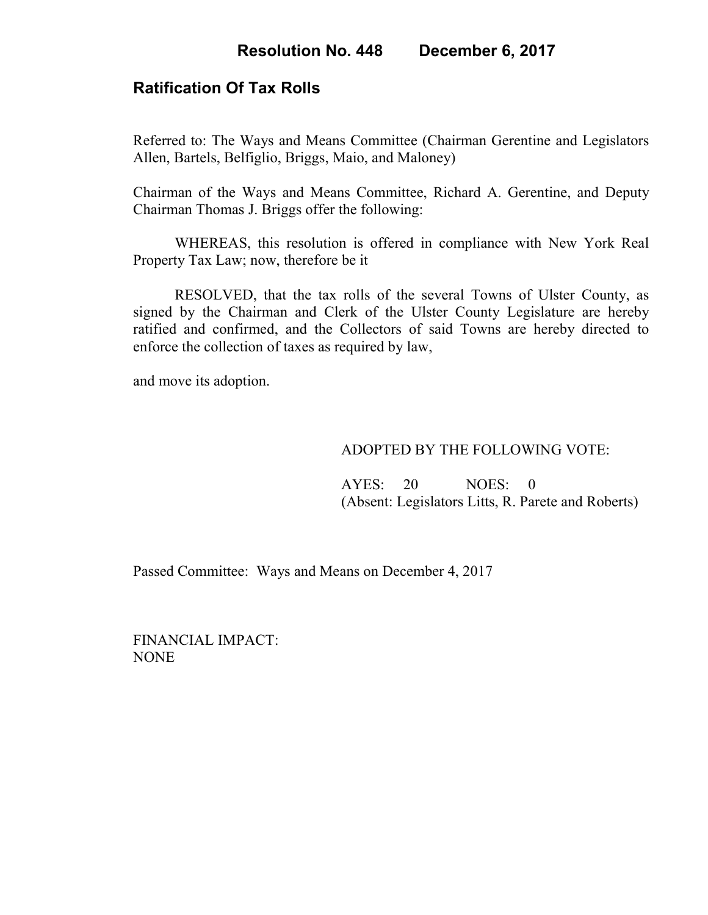**Resolution No. 448 December 6, 2017**

## Ratification Of Tax Rolls

Referred to: The Ways and Means Committee (Chairman Gerentine and Legislators Allen, Bartels, Belfiglio, Briggs, Maio, and Maloney)

Chairman of the Ways and Means Committee, Richard A. Gerentine, and Deputy Chairman Thomas J. Briggs offer the following:

WHEREAS, this resolution is offered in compliance with New York Real Property Tax Law; now, therefore be it

RESOLVED, that the tax rolls of the several Towns of Ulster County, as signed by the Chairman and Clerk of the Ulster County Legislature are hereby ratified and confirmed, and the Collectors of said Towns are hereby directed to enforce the collection of taxes as required by law,

and move its adoption.

ADOPTED BY THE FOLLOWING VOTE:

AYES: 20 NOES: 0
(Absent: Legislators Litts, R. Parete and Roberts)

Passed Committee: Ways and Means on December 4, 2017

FINANCIAL IMPACT:
NONE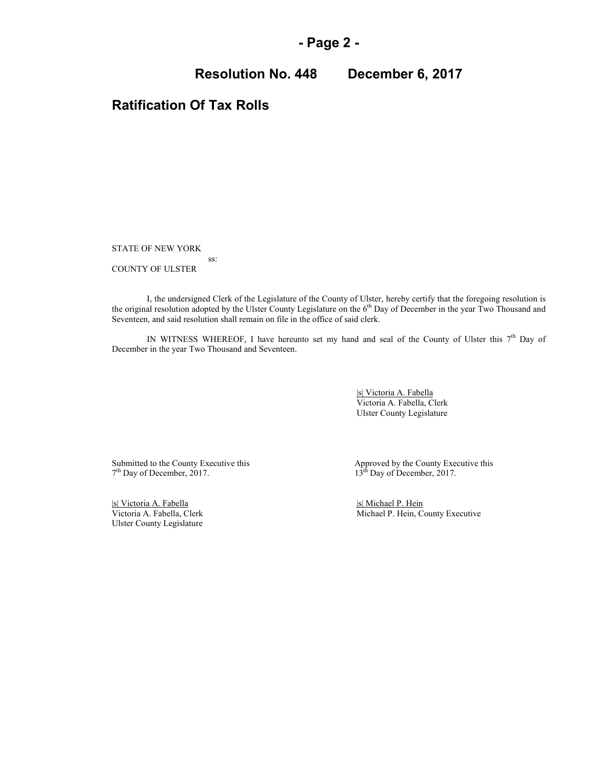## Resolution No. 448 December 6, 2017

## Ratification Of Tax Rolls

STATE OF NEW YORK
ss:
COUNTY OF ULSTER

I, the undersigned Clerk of the Legislature of the County of Ulster, hereby certify that the foregoing resolution is the original resolution adopted by the Ulster County Legislature on the 6th Day of December in the year Two Thousand and Seventeen, and said resolution shall remain on file in the office of said clerk.

IN WITNESS WHEREOF, I have hereunto set my hand and seal of the County of Ulster this 7th Day of December in the year Two Thousand and Seventeen.

|s| Victoria A. Fabella
Victoria A. Fabella, Clerk
Ulster County Legislature

Submitted to the County Executive this
7th Day of December, 2017.

|s| Victoria A. Fabella
Victoria A. Fabella, Clerk
Ulster County Legislature

Approved by the County Executive this
13th Day of December, 2017.

|s| Michael P. Hein
Michael P. Hein, County Executive